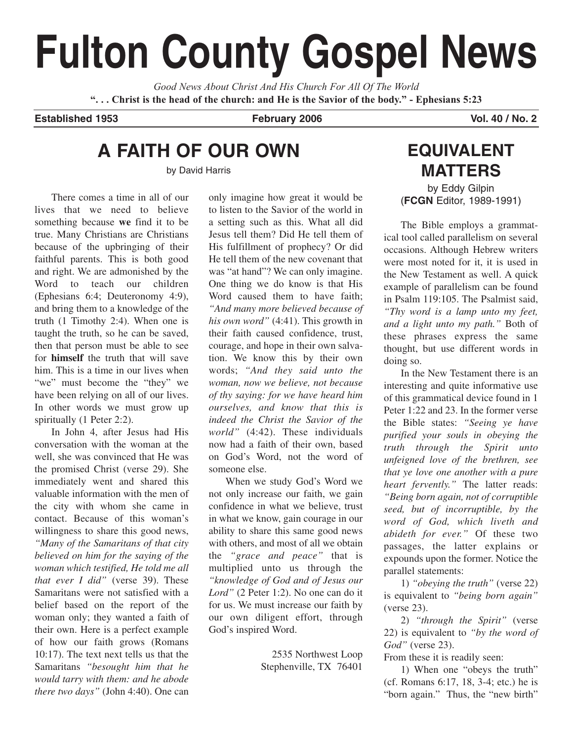# Fulton County Gospel News

*Good News About Christ And His Church For All Of The World*

**". . . Christ is the head of the church: and He is the Savior of the body." - Ephesians 5:23**

**Established 1953** **February 2006** **Vol. 40 / No. 2**

## A FAITH OF OUR OWN

by David Harris

There comes a time in all of our lives that we need to believe something because **we** find it to be true. Many Christians are Christians because of the upbringing of their faithful parents. This is both good and right. We are admonished by the Word to teach our children (Ephesians 6:4; Deuteronomy 4:9), and bring them to a knowledge of the truth (1 Timothy 2:4). When one is taught the truth, so he can be saved, then that person must be able to see for **himself** the truth that will save him. This is a time in our lives when "we" must become the "they" we have been relying on all of our lives. In other words we must grow up spiritually (1 Peter 2:2).

In John 4, after Jesus had His conversation with the woman at the well, she was convinced that He was the promised Christ (verse 29). She immediately went and shared this valuable information with the men of the city with whom she came in contact. Because of this woman's willingness to share this good news, *"Many of the Samaritans of that city believed on him for the saying of the woman which testified, He told me all that ever I did"* (verse 39). These Samaritans were not satisfied with a belief based on the report of the woman only; they wanted a faith of their own. Here is a perfect example of how our faith grows (Romans 10:17). The text next tells us that the Samaritans *"besought him that he would tarry with them: and he abode there two days"* (John 4:40). One can only imagine how great it would be to listen to the Savior of the world in a setting such as this. What all did Jesus tell them? Did He tell them of His fulfillment of prophecy? Or did He tell them of the new covenant that was "at hand"? We can only imagine. One thing we do know is that His Word caused them to have faith; *"And many more believed because of his own word"* (4:41). This growth in their faith caused confidence, trust, courage, and hope in their own salvation. We know this by their own words; *"And they said unto the woman, now we believe, not because of thy saying: for we have heard him ourselves, and know that this is indeed the Christ the Savior of the world"* (4:42). These individuals now had a faith of their own, based on God's Word, not the word of someone else.

When we study God's Word we not only increase our faith, we gain confidence in what we believe, trust in what we know, gain courage in our ability to share this same good news with others, and most of all we obtain the *"grace and peace"* that is multiplied unto us through the *"knowledge of God and of Jesus our Lord"* (2 Peter 1:2). No one can do it for us. We must increase our faith by our own diligent effort, through God's inspired Word.

2535 Northwest Loop
Stephenville, TX 76401

## EQUIVALENT MATTERS

by Eddy Gilpin
(**FCGN** Editor, 1989-1991)

The Bible employs a grammatical tool called parallelism on several occasions. Although Hebrew writers were most noted for it, it is used in the New Testament as well. A quick example of parallelism can be found in Psalm 119:105. The Psalmist said, *"Thy word is a lamp unto my feet, and a light unto my path."* Both of these phrases express the same thought, but use different words in doing so.

In the New Testament there is an interesting and quite informative use of this grammatical device found in 1 Peter 1:22 and 23. In the former verse the Bible states: *"Seeing ye have purified your souls in obeying the truth through the Spirit unto unfeigned love of the brethren, see that ye love one another with a pure heart fervently."* The latter reads: *"Being born again, not of corruptible seed, but of incorruptible, by the word of God, which liveth and abideth for ever."* Of these two passages, the latter explains or expounds upon the former. Notice the parallel statements:

1) *"obeying the truth"* (verse 22) is equivalent to *"being born again"* (verse 23).

2) *"through the Spirit"* (verse 22) is equivalent to *"by the word of God"* (verse 23).

From these it is readily seen:

1) When one "obeys the truth" (cf. Romans 6:17, 18, 3-4; etc.) he is "born again." Thus, the "new birth"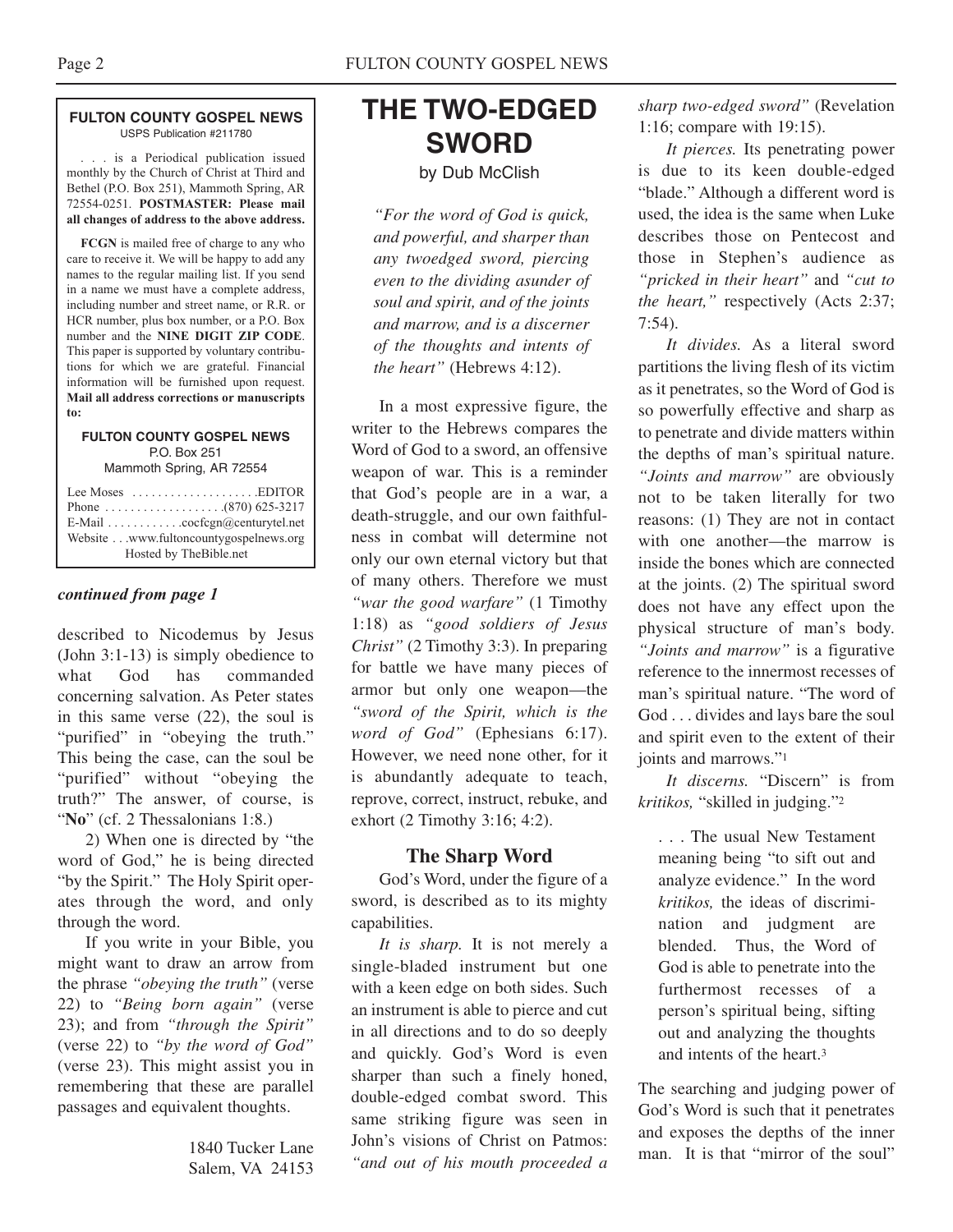**FULTON COUNTY GOSPEL NEWS**
USPS Publication #211780

. . . is a Periodical publication issued monthly by the Church of Christ at Third and Bethel (P.O. Box 251), Mammoth Spring, AR 72554-0251. **POSTMASTER: Please mail all changes of address to the above address.**

**FCGN** is mailed free of charge to any who care to receive it. We will be happy to add any names to the regular mailing list. If you send in a name we must have a complete address, including number and street name, or R.R. or HCR number, plus box number, or a P.O. Box number and the **NINE DIGIT ZIP CODE**. This paper is supported by voluntary contributions for which we are grateful. Financial information will be furnished upon request. **Mail all address corrections or manuscripts to:**

**FULTON COUNTY GOSPEL NEWS**
P.O. Box 251
Mammoth Spring, AR 72554

Lee Moses . . . . . . . . . . . . . . . . . . . .EDITOR
Phone . . . . . . . . . . . . . . . . . . .(870) 625-3217
E-Mail . . . . . . . . . . . .cocfcgn@centurytel.net
Website . . .www.fultoncountygospelnews.org
Hosted by TheBible.net

***continued from page 1***

described to Nicodemus by Jesus (John 3:1-13) is simply obedience to what God has commanded concerning salvation. As Peter states in this same verse (22), the soul is "purified" in "obeying the truth." This being the case, can the soul be "purified" without "obeying the truth?" The answer, of course, is "**No**" (cf. 2 Thessalonians 1:8.)

2) When one is directed by "the word of God," he is being directed "by the Spirit." The Holy Spirit operates through the word, and only through the word.

If you write in your Bible, you might want to draw an arrow from the phrase *"obeying the truth"* (verse 22) to *"Being born again"* (verse 23); and from *"through the Spirit"* (verse 22) to *"by the word of God"* (verse 23). This might assist you in remembering that these are parallel passages and equivalent thoughts.

1840 Tucker Lane
Salem, VA 24153

# THE TWO-EDGED SWORD

by Dub McClish

*"For the word of God is quick, and powerful, and sharper than any twoedged sword, piercing even to the dividing asunder of soul and spirit, and of the joints and marrow, and is a discerner of the thoughts and intents of the heart"* (Hebrews 4:12).

In a most expressive figure, the writer to the Hebrews compares the Word of God to a sword, an offensive weapon of war. This is a reminder that God's people are in a war, a death-struggle, and our own faithfulness in combat will determine not only our own eternal victory but that of many others. Therefore we must *"war the good warfare"* (1 Timothy 1:18) as *"good soldiers of Jesus Christ"* (2 Timothy 3:3). In preparing for battle we have many pieces of armor but only one weapon—the *"sword of the Spirit, which is the word of God"* (Ephesians 6:17). However, we need none other, for it is abundantly adequate to teach, reprove, correct, instruct, rebuke, and exhort (2 Timothy 3:16; 4:2).

## The Sharp Word

God's Word, under the figure of a sword, is described as to its mighty capabilities.

*It is sharp.* It is not merely a single-bladed instrument but one with a keen edge on both sides. Such an instrument is able to pierce and cut in all directions and to do so deeply and quickly. God's Word is even sharper than such a finely honed, double-edged combat sword. This same striking figure was seen in John's visions of Christ on Patmos: *"and out of his mouth proceeded a sharp two-edged sword"* (Revelation 1:16; compare with 19:15).

*It pierces.* Its penetrating power is due to its keen double-edged "blade." Although a different word is used, the idea is the same when Luke describes those on Pentecost and those in Stephen's audience as *"pricked in their heart"* and *"cut to the heart,"* respectively (Acts 2:37; 7:54).

*It divides.* As a literal sword partitions the living flesh of its victim as it penetrates, so the Word of God is so powerfully effective and sharp as to penetrate and divide matters within the depths of man's spiritual nature. *"Joints and marrow"* are obviously not to be taken literally for two reasons: (1) They are not in contact with one another—the marrow is inside the bones which are connected at the joints. (2) The spiritual sword does not have any effect upon the physical structure of man's body. *"Joints and marrow"* is a figurative reference to the innermost recesses of man's spiritual nature. "The word of God . . . divides and lays bare the soul and spirit even to the extent of their joints and marrows."[1]

*It discerns.* "Discern" is from *kritikos,* "skilled in judging."[2]

> . . . The usual New Testament meaning being "to sift out and analyze evidence." In the word *kritikos,* the ideas of discrimination and judgment are blended. Thus, the Word of God is able to penetrate into the furthermost recesses of a person's spiritual being, sifting out and analyzing the thoughts and intents of the heart.[3]

The searching and judging power of God's Word is such that it penetrates and exposes the depths of the inner man. It is that "mirror of the soul"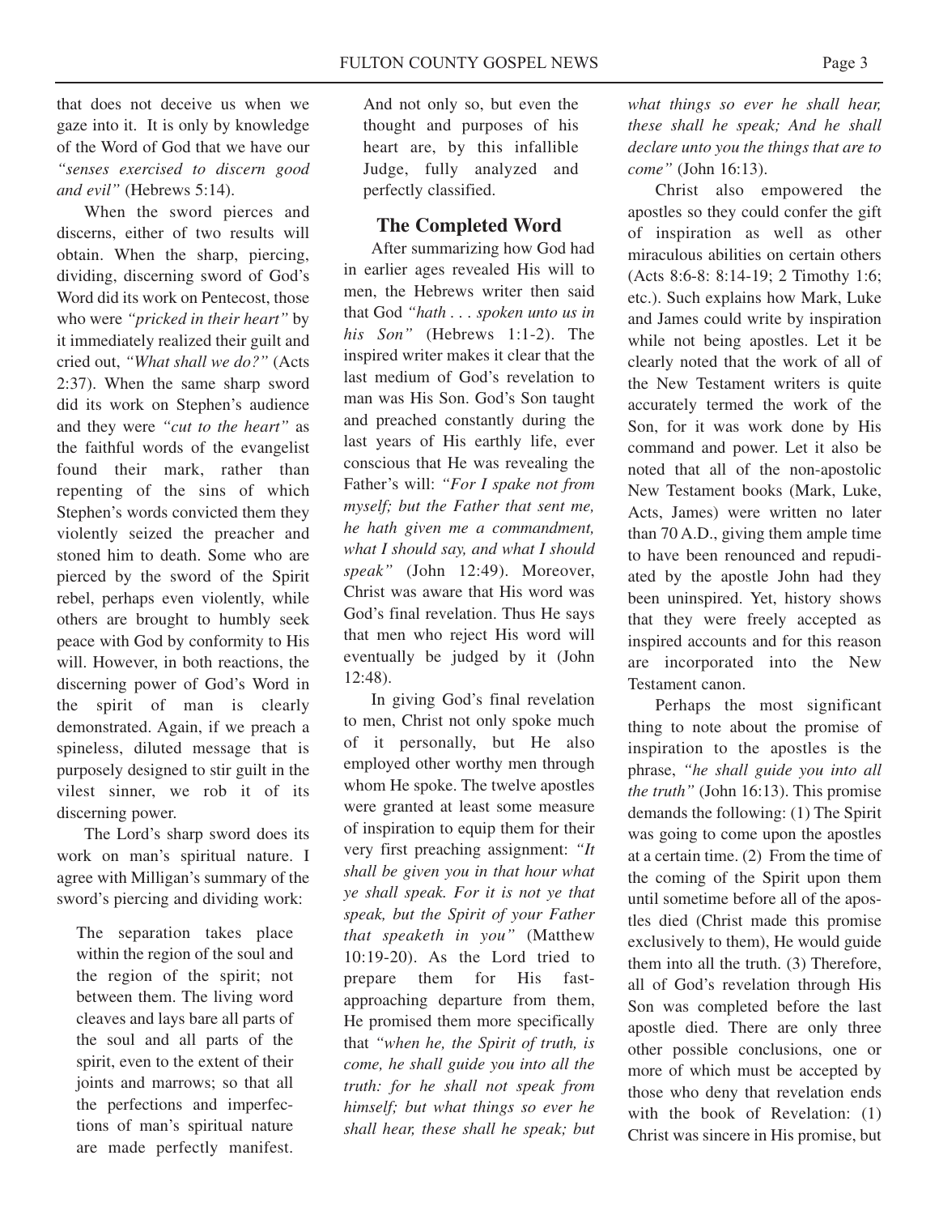that does not deceive us when we gaze into it. It is only by knowledge of the Word of God that we have our *"senses exercised to discern good and evil"* (Hebrews 5:14).

When the sword pierces and discerns, either of two results will obtain. When the sharp, piercing, dividing, discerning sword of God's Word did its work on Pentecost, those who were *"pricked in their heart"* by it immediately realized their guilt and cried out, *"What shall we do?"* (Acts 2:37). When the same sharp sword did its work on Stephen's audience and they were *"cut to the heart"* as the faithful words of the evangelist found their mark, rather than repenting of the sins of which Stephen's words convicted them they violently seized the preacher and stoned him to death. Some who are pierced by the sword of the Spirit rebel, perhaps even violently, while others are brought to humbly seek peace with God by conformity to His will. However, in both reactions, the discerning power of God's Word in the spirit of man is clearly demonstrated. Again, if we preach a spineless, diluted message that is purposely designed to stir guilt in the vilest sinner, we rob it of its discerning power.

The Lord's sharp sword does its work on man's spiritual nature. I agree with Milligan's summary of the sword's piercing and dividing work:

> The separation takes place within the region of the soul and the region of the spirit; not between them. The living word cleaves and lays bare all parts of the soul and all parts of the spirit, even to the extent of their joints and marrows; so that all the perfections and imperfections of man's spiritual nature are made perfectly manifest. And not only so, but even the thought and purposes of his heart are, by this infallible Judge, fully analyzed and perfectly classified.

## The Completed Word

After summarizing how God had in earlier ages revealed His will to men, the Hebrews writer then said that God *"hath . . . spoken unto us in his Son"* (Hebrews 1:1-2). The inspired writer makes it clear that the last medium of God's revelation to man was His Son. God's Son taught and preached constantly during the last years of His earthly life, ever conscious that He was revealing the Father's will: *"For I spake not from myself; but the Father that sent me, he hath given me a commandment, what I should say, and what I should speak"* (John 12:49). Moreover, Christ was aware that His word was God's final revelation. Thus He says that men who reject His word will eventually be judged by it (John 12:48).

In giving God's final revelation to men, Christ not only spoke much of it personally, but He also employed other worthy men through whom He spoke. The twelve apostles were granted at least some measure of inspiration to equip them for their very first preaching assignment: *"It shall be given you in that hour what ye shall speak. For it is not ye that speak, but the Spirit of your Father that speaketh in you"* (Matthew 10:19-20). As the Lord tried to prepare them for His fast-approaching departure from them, He promised them more specifically that *"when he, the Spirit of truth, is come, he shall guide you into all the truth: for he shall not speak from himself; but what things so ever he shall hear, these shall he speak; but what things so ever he shall hear, these shall he speak; And he shall declare unto you the things that are to come"* (John 16:13).

Christ also empowered the apostles so they could confer the gift of inspiration as well as other miraculous abilities on certain others (Acts 8:6-8: 8:14-19; 2 Timothy 1:6; etc.). Such explains how Mark, Luke and James could write by inspiration while not being apostles. Let it be clearly noted that the work of all of the New Testament writers is quite accurately termed the work of the Son, for it was work done by His command and power. Let it also be noted that all of the non-apostolic New Testament books (Mark, Luke, Acts, James) were written no later than 70 A.D., giving them ample time to have been renounced and repudiated by the apostle John had they been uninspired. Yet, history shows that they were freely accepted as inspired accounts and for this reason are incorporated into the New Testament canon.

Perhaps the most significant thing to note about the promise of inspiration to the apostles is the phrase, *"he shall guide you into all the truth"* (John 16:13). This promise demands the following: (1) The Spirit was going to come upon the apostles at a certain time. (2) From the time of the coming of the Spirit upon them until sometime before all of the apostles died (Christ made this promise exclusively to them), He would guide them into all the truth. (3) Therefore, all of God's revelation through His Son was completed before the last apostle died. There are only three other possible conclusions, one or more of which must be accepted by those who deny that revelation ends with the book of Revelation: (1) Christ was sincere in His promise, but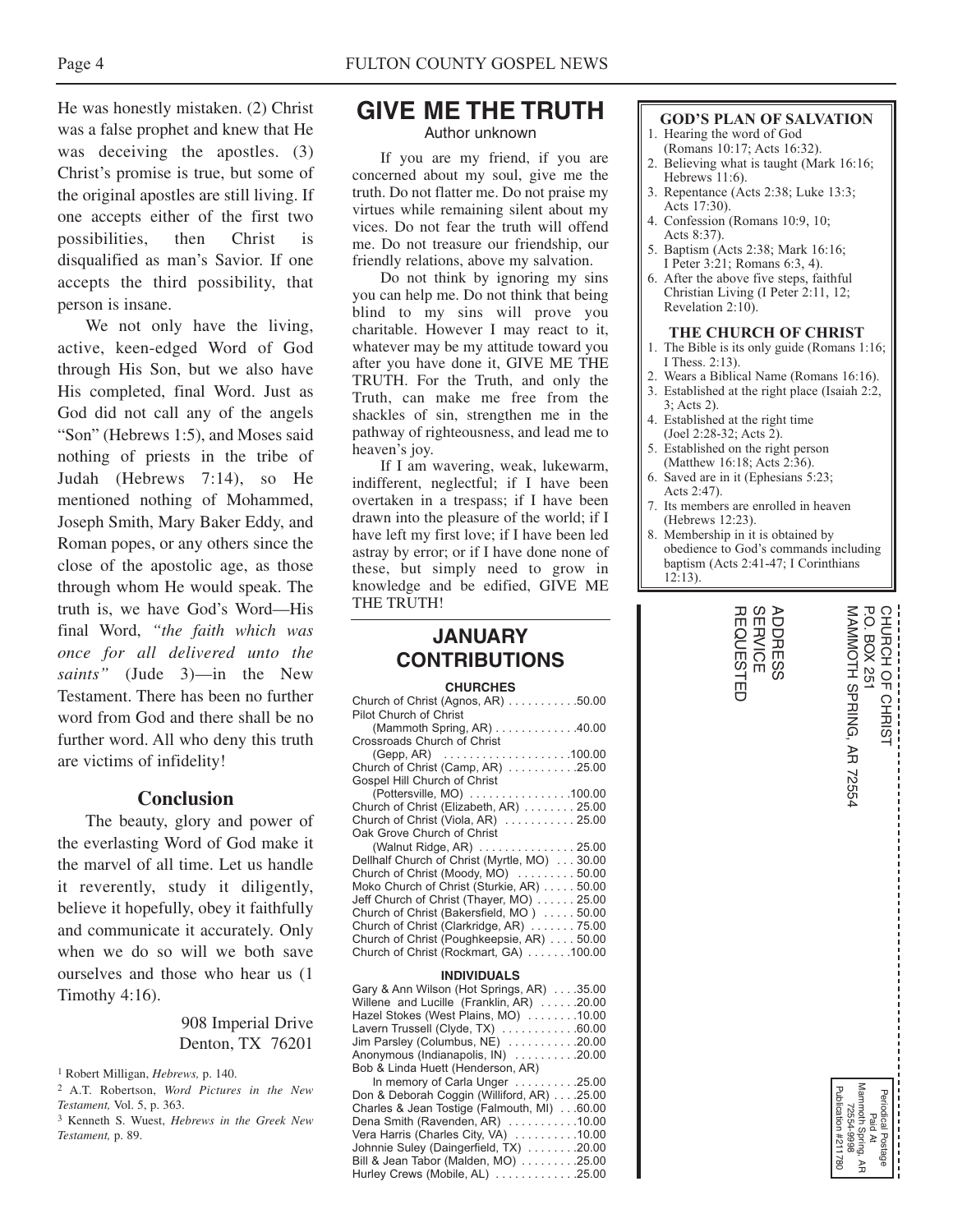He was honestly mistaken. (2) Christ was a false prophet and knew that He was deceiving the apostles. (3) Christ's promise is true, but some of the original apostles are still living. If one accepts either of the first two possibilities, then Christ is disqualified as man's Savior. If one accepts the third possibility, that person is insane.

We not only have the living, active, keen-edged Word of God through His Son, but we also have His completed, final Word. Just as God did not call any of the angels "Son" (Hebrews 1:5), and Moses said nothing of priests in the tribe of Judah (Hebrews 7:14), so He mentioned nothing of Mohammed, Joseph Smith, Mary Baker Eddy, and Roman popes, or any others since the close of the apostolic age, as those through whom He would speak. The truth is, we have God's Word—His final Word, *"the faith which was once for all delivered unto the saints"* (Jude 3)—in the New Testament. There has been no further word from God and there shall be no further word. All who deny this truth are victims of infidelity!

### Conclusion

The beauty, glory and power of the everlasting Word of God make it the marvel of all time. Let us handle it reverently, study it diligently, believe it hopefully, obey it faithfully and communicate it accurately. Only when we do so will we both save ourselves and those who hear us (1 Timothy 4:16).

908 Imperial Drive
Denton, TX 76201

[1] Robert Milligan, *Hebrews,* p. 140.

[2] A.T. Robertson, *Word Pictures in the New Testament,* Vol. 5, p. 363.

[3] Kenneth S. Wuest, *Hebrews in the Greek New Testament,* p. 89.

## GIVE ME THE TRUTH

Author unknown

If you are my friend, if you are concerned about my soul, give me the truth. Do not flatter me. Do not praise my virtues while remaining silent about my vices. Do not fear the truth will offend me. Do not treasure our friendship, our friendly relations, above my salvation.

Do not think by ignoring my sins you can help me. Do not think that being blind to my sins will prove you charitable. However I may react to it, whatever may be my attitude toward you after you have done it, GIVE ME THE TRUTH. For the Truth, and only the Truth, can make me free from the shackles of sin, strengthen me in the pathway of righteousness, and lead me to heaven's joy.

If I am wavering, weak, lukewarm, indifferent, neglectful; if I have been overtaken in a trespass; if I have been drawn into the pleasure of the world; if I have left my first love; if I have been led astray by error; or if I have done none of these, but simply need to grow in knowledge and be edified, GIVE ME THE TRUTH!

## JANUARY CONTRIBUTIONS

**CHURCHES**

| | |
|---|---|
| Church of Christ (Agnos, AR) | 50.00 |
| Pilot Church of Christ (Mammoth Spring, AR) | 40.00 |
| Crossroads Church of Christ (Gepp, AR) | 100.00 |
| Church of Christ (Camp, AR) | 25.00 |
| Gospel Hill Church of Christ (Pottersville, MO) | 100.00 |
| Church of Christ (Elizabeth, AR) | 25.00 |
| Church of Christ (Viola, AR) | 25.00 |
| Oak Grove Church of Christ (Walnut Ridge, AR) | 25.00 |
| Dellhalf Church of Christ (Myrtle, MO) | 30.00 |
| Church of Christ (Moody, MO) | 50.00 |
| Moko Church of Christ (Sturkie, AR) | 50.00 |
| Jeff Church of Christ (Thayer, MO) | 25.00 |
| Church of Christ (Bakersfield, MO ) | 50.00 |
| Church of Christ (Clarkridge, AR) | 75.00 |
| Church of Christ (Poughkeepsie, AR) | 50.00 |
| Church of Christ (Rockmart, GA) | 100.00 |

**INDIVIDUALS**

| | |
|---|---|
| Gary & Ann Wilson (Hot Springs, AR) | 35.00 |
| Willene and Lucille (Franklin, AR) | 20.00 |
| Hazel Stokes (West Plains, MO) | 10.00 |
| Lavern Trussell (Clyde, TX) | 60.00 |
| Jim Parsley (Columbus, NE) | 20.00 |
| Anonymous (Indianapolis, IN) | 20.00 |
| Bob & Linda Huett (Henderson, AR) In memory of Carla Unger | 25.00 |
| Don & Deborah Coggin (Williford, AR) | 25.00 |
| Charles & Jean Tostige (Falmouth, MI) | 60.00 |
| Dena Smith (Ravenden, AR) | 10.00 |
| Vera Harris (Charles City, VA) | 10.00 |
| Johnnie Suley (Daingerfield, TX) | 20.00 |
| Bill & Jean Tabor (Malden, MO) | 25.00 |
| Hurley Crews (Mobile, AL) | 25.00 |

### GOD'S PLAN OF SALVATION

1. Hearing the word of God (Romans 10:17; Acts 16:32).
2. Believing what is taught (Mark 16:16; Hebrews 11:6).
3. Repentance (Acts 2:38; Luke 13:3; Acts 17:30).
4. Confession (Romans 10:9, 10; Acts 8:37).
5. Baptism (Acts 2:38; Mark 16:16; I Peter 3:21; Romans 6:3, 4).
6. After the above five steps, faithful Christian Living (I Peter 2:11, 12; Revelation 2:10).

### THE CHURCH OF CHRIST

1. The Bible is its only guide (Romans 1:16; I Thess. 2:13).
2. Wears a Biblical Name (Romans 16:16).
3. Established at the right place (Isaiah 2:2, 3; Acts 2).
4. Established at the right time (Joel 2:28-32; Acts 2).
5. Established on the right person (Matthew 16:18; Acts 2:36).
6. Saved are in it (Ephesians 5:23; Acts 2:47).
7. Its members are enrolled in heaven (Hebrews 12:23).
8. Membership in it is obtained by obedience to God's commands including baptism (Acts 2:41-47; I Corinthians 12:13).

CHURCH OF CHRIST
P.O. BOX 251
MAMMOTH SPRING, AR 72554

ADDRESS
SERVICE
REQUESTED

Periodical Postage
Paid At
Mammoth Spring, AR
72554-9998
Publication #211780